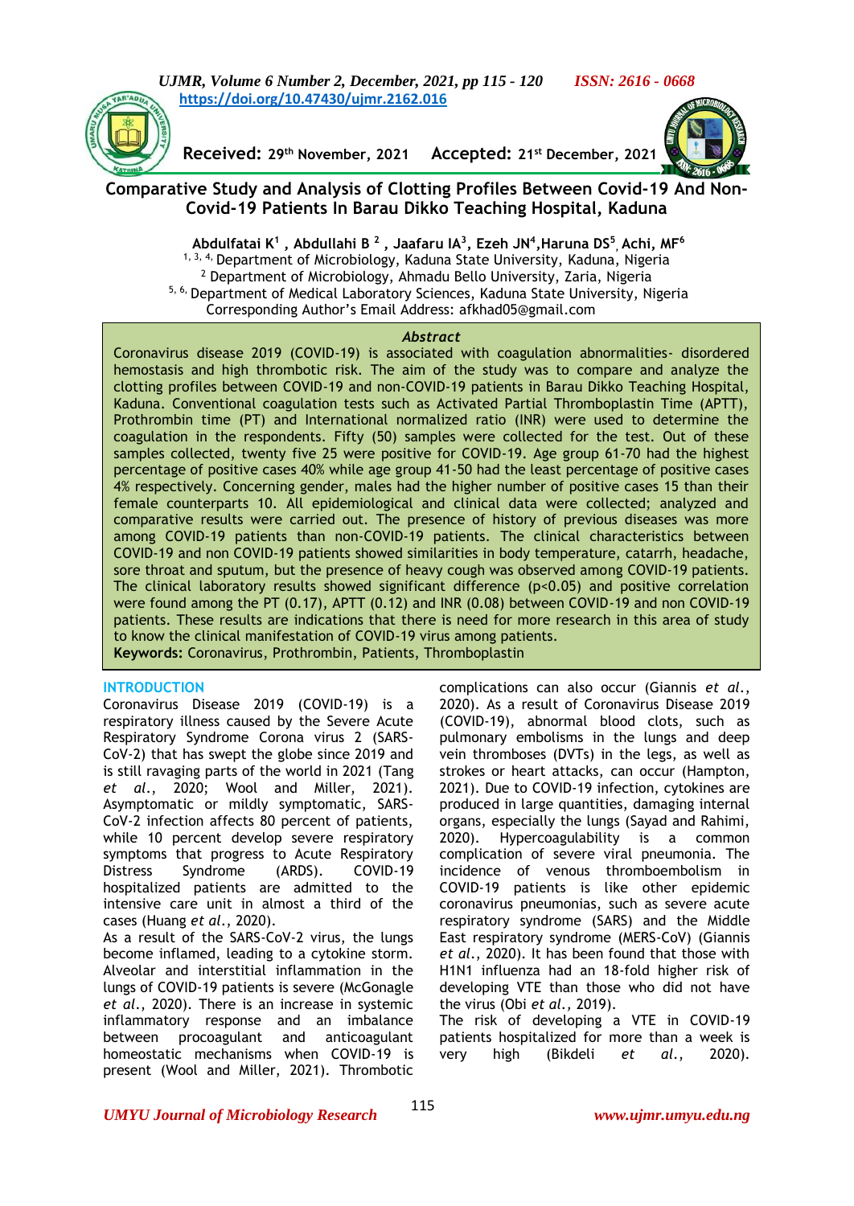https://doi.org/10.47430/ujmr.2162.016

Received: 29th November, 2021 Accepted: 21st December, 2021

# Comparative Study and Analysis of Clotting Profiles Between Covid-19 And Non-Covid-19 Patients In Barau Dikko Teaching Hospital, Kaduna

**Abdulfatai K[1] , Abdullahi B [2] , Jaafaru IA[3], Ezeh JN[4],Haruna DS[5], Achi, MF[6]**

[1, 3, 4,] Department of Microbiology, Kaduna State University, Kaduna, Nigeria
[2] Department of Microbiology, Ahmadu Bello University, Zaria, Nigeria
[5, 6,] Department of Medical Laboratory Sciences, Kaduna State University, Nigeria
Corresponding Author's Email Address: afkhad05@gmail.com

## *Abstract*

Coronavirus disease 2019 (COVID-19) is associated with coagulation abnormalities- disordered hemostasis and high thrombotic risk. The aim of the study was to compare and analyze the clotting profiles between COVID-19 and non-COVID-19 patients in Barau Dikko Teaching Hospital, Kaduna. Conventional coagulation tests such as Activated Partial Thromboplastin Time (APTT), Prothrombin time (PT) and International normalized ratio (INR) were used to determine the coagulation in the respondents. Fifty (50) samples were collected for the test. Out of these samples collected, twenty five 25 were positive for COVID-19. Age group 61-70 had the highest percentage of positive cases 40% while age group 41-50 had the least percentage of positive cases 4% respectively. Concerning gender, males had the higher number of positive cases 15 than their female counterparts 10. All epidemiological and clinical data were collected; analyzed and comparative results were carried out. The presence of history of previous diseases was more among COVID-19 patients than non-COVID-19 patients. The clinical characteristics between COVID-19 and non COVID-19 patients showed similarities in body temperature, catarrh, headache, sore throat and sputum, but the presence of heavy cough was observed among COVID-19 patients. The clinical laboratory results showed significant difference ($p<0.05$) and positive correlation were found among the PT (0.17), APTT (0.12) and INR (0.08) between COVID-19 and non COVID-19 patients. These results are indications that there is need for more research in this area of study to know the clinical manifestation of COVID-19 virus among patients.

**Keywords:** Coronavirus, Prothrombin, Patients, Thromboplastin

## INTRODUCTION

Coronavirus Disease 2019 (COVID-19) is a respiratory illness caused by the Severe Acute Respiratory Syndrome Corona virus 2 (SARS-CoV-2) that has swept the globe since 2019 and is still ravaging parts of the world in 2021 (Tang *et al.*, 2020; Wool and Miller, 2021). Asymptomatic or mildly symptomatic, SARS-CoV-2 infection affects 80 percent of patients, while 10 percent develop severe respiratory symptoms that progress to Acute Respiratory Distress Syndrome (ARDS). COVID-19 hospitalized patients are admitted to the intensive care unit in almost a third of the cases (Huang *et al.*, 2020).

As a result of the SARS-CoV-2 virus, the lungs become inflamed, leading to a cytokine storm. Alveolar and interstitial inflammation in the lungs of COVID-19 patients is severe (McGonagle *et al.*, 2020). There is an increase in systemic inflammatory response and an imbalance between procoagulant and anticoagulant homeostatic mechanisms when COVID-19 is present (Wool and Miller, 2021). Thrombotic complications can also occur (Giannis *et al.*, 2020). As a result of Coronavirus Disease 2019 (COVID-19), abnormal blood clots, such as pulmonary embolisms in the lungs and deep vein thromboses (DVTs) in the legs, as well as strokes or heart attacks, can occur (Hampton, 2021). Due to COVID-19 infection, cytokines are produced in large quantities, damaging internal organs, especially the lungs (Sayad and Rahimi, 2020). Hypercoagulability is a common complication of severe viral pneumonia. The incidence of venous thromboembolism in COVID-19 patients is like other epidemic coronavirus pneumonias, such as severe acute respiratory syndrome (SARS) and the Middle East respiratory syndrome (MERS-CoV) (Giannis *et al.*, 2020). It has been found that those with H1N1 influenza had an 18-fold higher risk of developing VTE than those who did not have the virus (Obi *et al.*, 2019).

The risk of developing a VTE in COVID-19 patients hospitalized for more than a week is very high (Bikdeli *et al.*, 2020).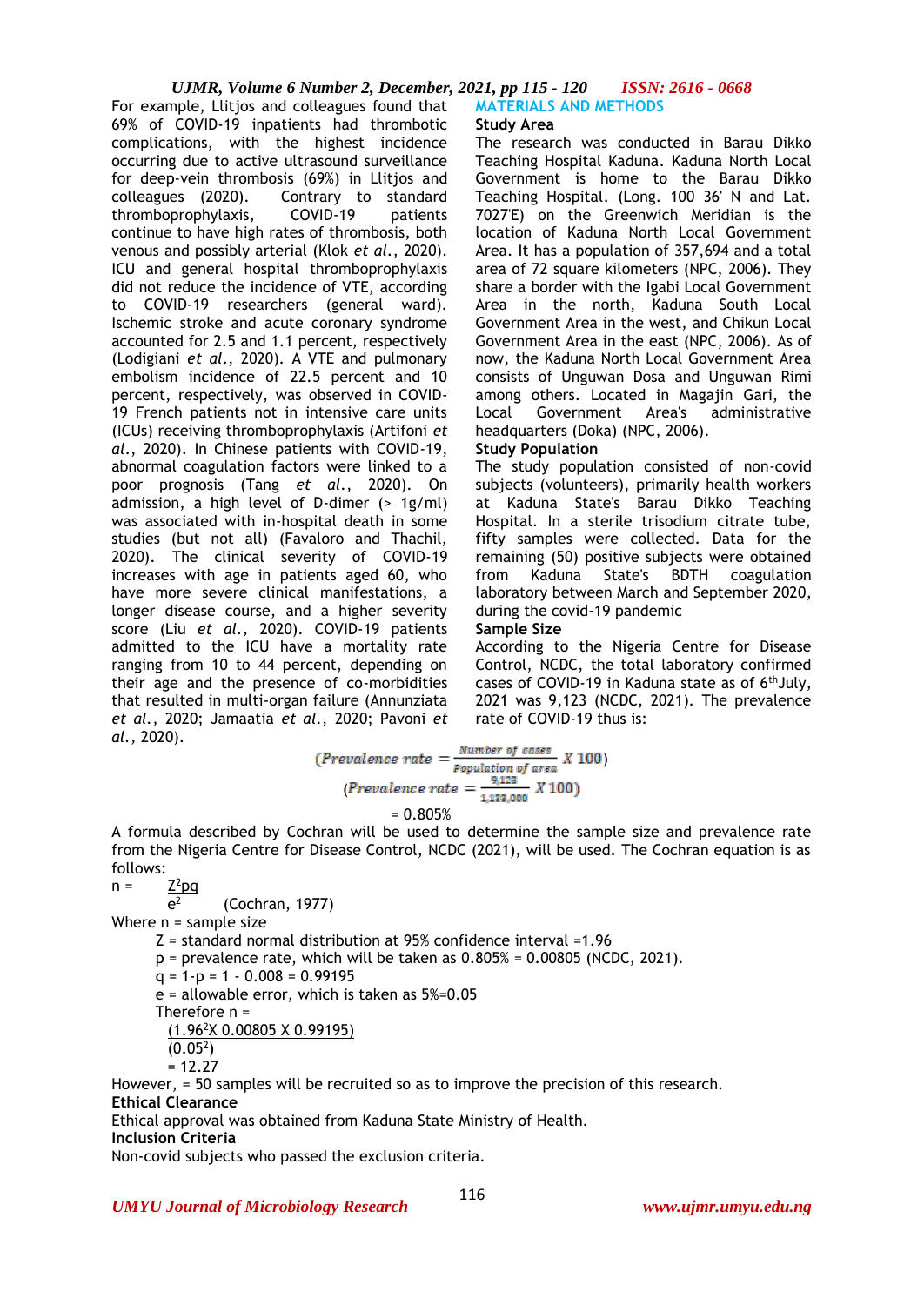For example, Llitjos and colleagues found that 69% of COVID-19 inpatients had thrombotic complications, with the highest incidence occurring due to active ultrasound surveillance for deep-vein thrombosis (69%) in Llitjos and colleagues (2020). Contrary to standard thromboprophylaxis, COVID-19 patients continue to have high rates of thrombosis, both venous and possibly arterial (Klok *et al.*, 2020). ICU and general hospital thromboprophylaxis did not reduce the incidence of VTE, according to COVID-19 researchers (general ward). Ischemic stroke and acute coronary syndrome accounted for 2.5 and 1.1 percent, respectively (Lodigiani *et al.*, 2020). A VTE and pulmonary embolism incidence of 22.5 percent and 10 percent, respectively, was observed in COVID-19 French patients not in intensive care units (ICUs) receiving thromboprophylaxis (Artifoni *et al.*, 2020). In Chinese patients with COVID-19, abnormal coagulation factors were linked to a poor prognosis (Tang *et al.*, 2020). On admission, a high level of D-dimer (> 1g/ml) was associated with in-hospital death in some studies (but not all) (Favaloro and Thachil, 2020). The clinical severity of COVID-19 increases with age in patients aged 60, who have more severe clinical manifestations, a longer disease course, and a higher severity score (Liu *et al.*, 2020). COVID-19 patients admitted to the ICU have a mortality rate ranging from 10 to 44 percent, depending on their age and the presence of co-morbidities that resulted in multi-organ failure (Annunziata *et al.*, 2020; Jamaatia *et al.*, 2020; Pavoni *et al.*, 2020).

## MATERIALS AND METHODS

### Study Area

The research was conducted in Barau Dikko Teaching Hospital Kaduna. Kaduna North Local Government is home to the Barau Dikko Teaching Hospital. (Long. 100 36' N and Lat. 7027'E) on the Greenwich Meridian is the location of Kaduna North Local Government Area. It has a population of 357,694 and a total area of 72 square kilometers (NPC, 2006). They share a border with the Igabi Local Government Area in the north, Kaduna South Local Government Area in the west, and Chikun Local Government Area in the east (NPC, 2006). As of now, the Kaduna North Local Government Area consists of Unguwan Dosa and Unguwan Rimi among others. Located in Magajin Gari, the Local Government Area's administrative headquarters (Doka) (NPC, 2006).

### Study Population

The study population consisted of non-covid subjects (volunteers), primarily health workers at Kaduna State's Barau Dikko Teaching Hospital. In a sterile trisodium citrate tube, fifty samples were collected. Data for the remaining (50) positive subjects were obtained from Kaduna State's BDTH coagulation laboratory between March and September 2020, during the covid-19 pandemic

### Sample Size

According to the Nigeria Centre for Disease Control, NCDC, the total laboratory confirmed cases of COVID-19 in Kaduna state as of 6th July, 2021 was 9,123 (NCDC, 2021). The prevalence rate of COVID-19 thus is:

$$(Prevalence\ rate = \frac{Number\ of\ cases}{Population\ of\ area} X\ 100)$$

$$(Prevalence\ rate = \frac{9{,}123}{1{,}133{,}000} X\ 100)$$

$$= 0.805\%$$

A formula described by Cochran will be used to determine the sample size and prevalence rate from the Nigeria Centre for Disease Control, NCDC (2021), will be used. The Cochran equation is as follows:

$$n = \frac{Z^2pq}{e^2} \quad \text{(Cochran, 1977)}$$

Where n = sample size

Z = standard normal distribution at 95% confidence interval =1.96

p = prevalence rate, which will be taken as 0.805% = 0.00805 (NCDC, 2021).

q = 1-p = 1 - 0.008 = 0.99195

e = allowable error, which is taken as 5%=0.05

Therefore n =

$$\frac{(1.96^2 X\ 0.00805\ X\ 0.99195)}{(0.05^2)}$$

$$= 12.27$$

However, = 50 samples will be recruited so as to improve the precision of this research.

### Ethical Clearance

Ethical approval was obtained from Kaduna State Ministry of Health.

### Inclusion Criteria

Non-covid subjects who passed the exclusion criteria.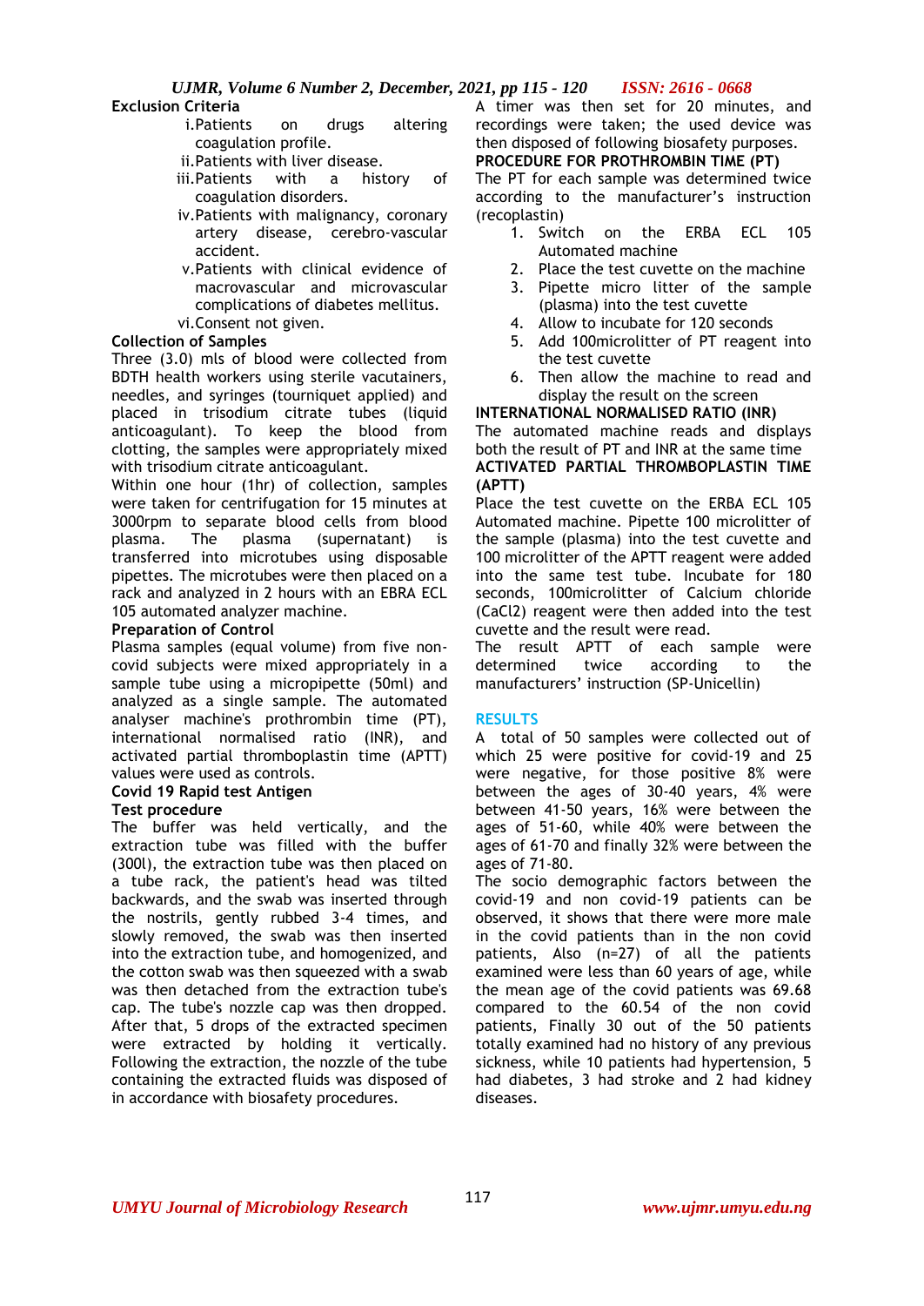**Exclusion Criteria**

i. Patients on drugs altering coagulation profile.
ii. Patients with liver disease.
iii. Patients with a history of coagulation disorders.
iv. Patients with malignancy, coronary artery disease, cerebro-vascular accident.
v. Patients with clinical evidence of macrovascular and microvascular complications of diabetes mellitus.
vi. Consent not given.

**Collection of Samples**

Three (3.0) mls of blood were collected from BDTH health workers using sterile vacutainers, needles, and syringes (tourniquet applied) and placed in trisodium citrate tubes (liquid anticoagulant). To keep the blood from clotting, the samples were appropriately mixed with trisodium citrate anticoagulant.

Within one hour (1hr) of collection, samples were taken for centrifugation for 15 minutes at 3000rpm to separate blood cells from blood plasma. The plasma (supernatant) is transferred into microtubes using disposable pipettes. The microtubes were then placed on a rack and analyzed in 2 hours with an EBRA ECL 105 automated analyzer machine.

**Preparation of Control**

Plasma samples (equal volume) from five non-covid subjects were mixed appropriately in a sample tube using a micropipette (50ml) and analyzed as a single sample. The automated analyser machine's prothrombin time (PT), international normalised ratio (INR), and activated partial thromboplastin time (APTT) values were used as controls.

**Covid 19 Rapid test Antigen**

**Test procedure**

The buffer was held vertically, and the extraction tube was filled with the buffer (300l), the extraction tube was then placed on a tube rack, the patient's head was tilted backwards, and the swab was inserted through the nostrils, gently rubbed 3-4 times, and slowly removed, the swab was then inserted into the extraction tube, and homogenized, and the cotton swab was then squeezed with a swab was then detached from the extraction tube's cap. The tube's nozzle cap was then dropped. After that, 5 drops of the extracted specimen were extracted by holding it vertically. Following the extraction, the nozzle of the tube containing the extracted fluids was disposed of in accordance with biosafety procedures.

A timer was then set for 20 minutes, and recordings were taken; the used device was then disposed of following biosafety purposes.

**PROCEDURE FOR PROTHROMBIN TIME (PT)**

The PT for each sample was determined twice according to the manufacturer's instruction (recoplastin)

1. Switch on the ERBA ECL 105 Automated machine
2. Place the test cuvette on the machine
3. Pipette micro litter of the sample (plasma) into the test cuvette
4. Allow to incubate for 120 seconds
5. Add 100microlitter of PT reagent into the test cuvette
6. Then allow the machine to read and display the result on the screen

**INTERNATIONAL NORMALISED RATIO (INR)**

The automated machine reads and displays both the result of PT and INR at the same time

**ACTIVATED PARTIAL THROMBOPLASTIN TIME (APTT)**

Place the test cuvette on the ERBA ECL 105 Automated machine. Pipette 100 microlitter of the sample (plasma) into the test cuvette and 100 microlitter of the APTT reagent were added into the same test tube. Incubate for 180 seconds, 100microlitter of Calcium chloride ($CaCl_2$) reagent were then added into the test cuvette and the result were read.

The result APTT of each sample were determined twice according to the manufacturers' instruction (SP-Unicellin)

## RESULTS

A total of 50 samples were collected out of which 25 were positive for covid-19 and 25 were negative, for those positive 8% were between the ages of 30-40 years, 4% were between 41-50 years, 16% were between the ages of 51-60, while 40% were between the ages of 61-70 and finally 32% were between the ages of 71-80.

The socio demographic factors between the covid-19 and non covid-19 patients can be observed, it shows that there were more male in the covid patients than in the non covid patients, Also (n=27) of all the patients examined were less than 60 years of age, while the mean age of the covid patients was 69.68 compared to the 60.54 of the non covid patients, Finally 30 out of the 50 patients totally examined had no history of any previous sickness, while 10 patients had hypertension, 5 had diabetes, 3 had stroke and 2 had kidney diseases.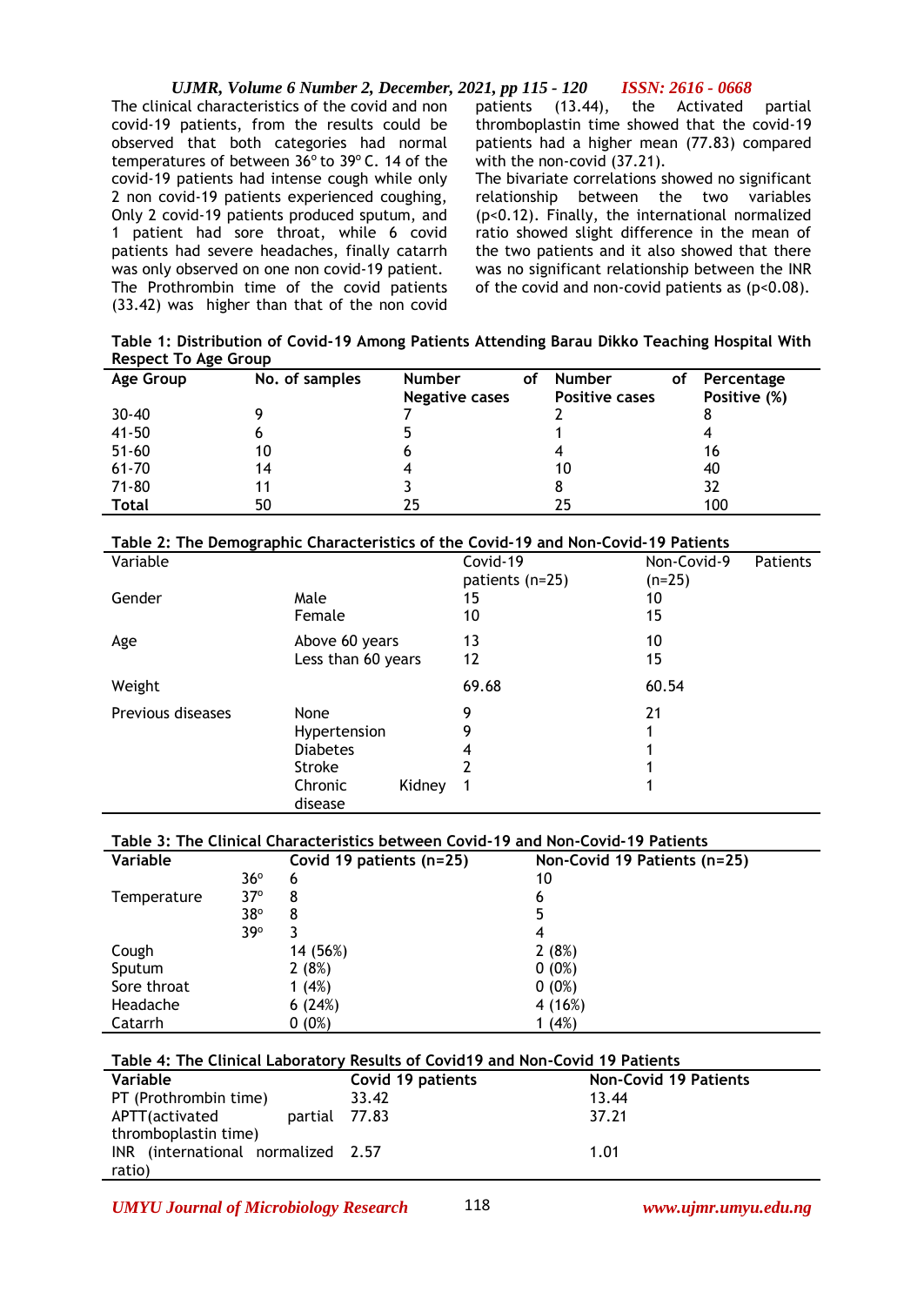The clinical characteristics of the covid and non covid-19 patients, from the results could be observed that both categories had normal temperatures of between 36° to 39° C. 14 of the covid-19 patients had intense cough while only 2 non covid-19 patients experienced coughing, Only 2 covid-19 patients produced sputum, and 1 patient had sore throat, while 6 covid patients had severe headaches, finally catarrh was only observed on one non covid-19 patient.

The Prothrombin time of the covid patients (33.42) was higher than that of the non covid patients (13.44), the Activated partial thromboplastin time showed that the covid-19 patients had a higher mean (77.83) compared with the non-covid (37.21).

The bivariate correlations showed no significant relationship between the two variables ($p<0.12$). Finally, the international normalized ratio showed slight difference in the mean of the two patients and it also showed that there was no significant relationship between the INR of the covid and non-covid patients as ($p<0.08$).

**Table 1: Distribution of Covid-19 Among Patients Attending Barau Dikko Teaching Hospital With Respect To Age Group**

| Age Group | No. of samples | Number of Negative cases | Number of Positive cases | Percentage Positive (%) |
|---|---|---|---|---|
| 30-40 | 9 | 7 | 2 | 8 |
| 41-50 | 6 | 5 | 1 | 4 |
| 51-60 | 10 | 6 | 4 | 16 |
| 61-70 | 14 | 4 | 10 | 40 |
| 71-80 | 11 | 3 | 8 | 32 |
| **Total** | 50 | 25 | 25 | 100 |

**Table 2: The Demographic Characteristics of the Covid-19 and Non-Covid-19 Patients**

| Variable | | Covid-19 patients (n=25) | Non-Covid-9 Patients (n=25) |
|---|---|---|---|
| Gender | Male | 15 | 10 |
| | Female | 10 | 15 |
| Age | Above 60 years | 13 | 10 |
| | Less than 60 years | 12 | 15 |
| Weight | | 69.68 | 60.54 |
| Previous diseases | None | 9 | 21 |
| | Hypertension | 9 | 1 |
| | Diabetes | 4 | 1 |
| | Stroke | 2 | 1 |
| | Chronic Kidney disease | 1 | 1 |

**Table 3: The Clinical Characteristics between Covid-19 and Non-Covid-19 Patients**

| Variable | | Covid 19 patients (n=25) | Non-Covid 19 Patients (n=25) |
|---|---|---|---|
| Temperature | 36° | 6 | 10 |
| | 37° | 8 | 6 |
| | 38° | 8 | 5 |
| | 39° | 3 | 4 |
| Cough | | 14 (56%) | 2 (8%) |
| Sputum | | 2 (8%) | 0 (0%) |
| Sore throat | | 1 (4%) | 0 (0%) |
| Headache | | 6 (24%) | 4 (16%) |
| Catarrh | | 0 (0%) | 1 (4%) |

**Table 4: The Clinical Laboratory Results of Covid19 and Non-Covid 19 Patients**

| Variable | Covid 19 patients | Non-Covid 19 Patients |
|---|---|---|
| PT (Prothrombin time) | 33.42 | 13.44 |
| APTT(activated partial thromboplastin time) | 77.83 | 37.21 |
| INR (international normalized ratio) | 2.57 | 1.01 |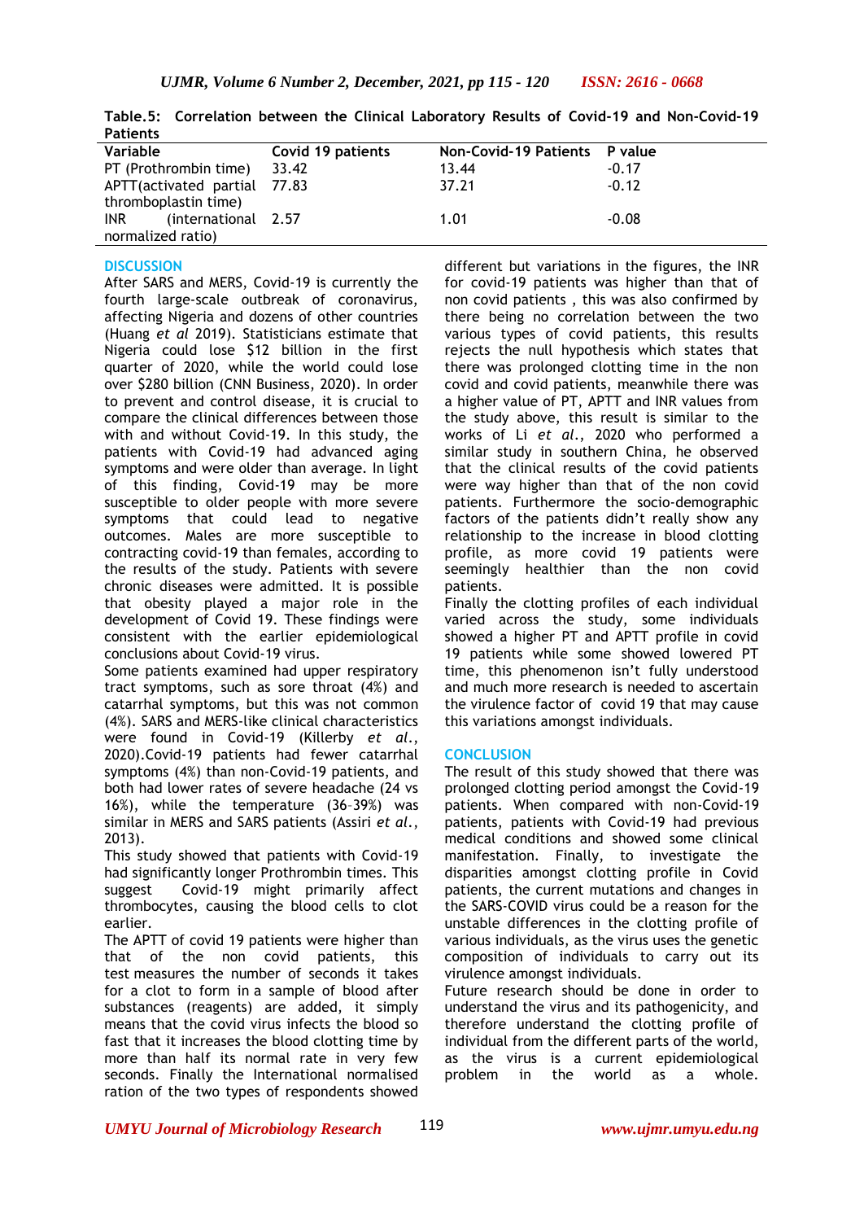**Table.5: Correlation between the Clinical Laboratory Results of Covid-19 and Non-Covid-19 Patients**

| Variable | Covid 19 patients | Non-Covid-19 Patients | P value |
|---|---|---|---|
| PT (Prothrombin time) | 33.42 | 13.44 | -0.17 |
| APTT(activated partial thromboplastin time) | 77.83 | 37.21 | -0.12 |
| INR (international normalized ratio) | 2.57 | 1.01 | -0.08 |

## DISCUSSION

After SARS and MERS, Covid-19 is currently the fourth large-scale outbreak of coronavirus, affecting Nigeria and dozens of other countries (Huang *et al* 2019). Statisticians estimate that Nigeria could lose $12 billion in the first quarter of 2020, while the world could lose over $280 billion (CNN Business, 2020). In order to prevent and control disease, it is crucial to compare the clinical differences between those with and without Covid-19. In this study, the patients with Covid-19 had advanced aging symptoms and were older than average. In light of this finding, Covid-19 may be more susceptible to older people with more severe symptoms that could lead to negative outcomes. Males are more susceptible to contracting covid-19 than females, according to the results of the study. Patients with severe chronic diseases were admitted. It is possible that obesity played a major role in the development of Covid 19. These findings were consistent with the earlier epidemiological conclusions about Covid-19 virus.

Some patients examined had upper respiratory tract symptoms, such as sore throat (4%) and catarrhal symptoms, but this was not common (4%). SARS and MERS-like clinical characteristics were found in Covid-19 (Killerby *et al*., 2020).Covid-19 patients had fewer catarrhal symptoms (4%) than non-Covid-19 patients, and both had lower rates of severe headache (24 vs 16%), while the temperature (36–39%) was similar in MERS and SARS patients (Assiri *et al*., 2013).

This study showed that patients with Covid-19 had significantly longer Prothrombin times. This suggest Covid-19 might primarily affect thrombocytes, causing the blood cells to clot earlier.

The APTT of covid 19 patients were higher than that of the non covid patients, this test measures the number of seconds it takes for a clot to form in a sample of blood after substances (reagents) are added, it simply means that the covid virus infects the blood so fast that it increases the blood clotting time by more than half its normal rate in very few seconds. Finally the International normalised ration of the two types of respondents showed different but variations in the figures, the INR for covid-19 patients was higher than that of non covid patients , this was also confirmed by there being no correlation between the two various types of covid patients, this results rejects the null hypothesis which states that there was prolonged clotting time in the non covid and covid patients, meanwhile there was a higher value of PT, APTT and INR values from the study above, this result is similar to the works of Li *et al*., 2020 who performed a similar study in southern China, he observed that the clinical results of the covid patients were way higher than that of the non covid patients. Furthermore the socio-demographic factors of the patients didn't really show any relationship to the increase in blood clotting profile, as more covid 19 patients were seemingly healthier than the non covid patients.

Finally the clotting profiles of each individual varied across the study, some individuals showed a higher PT and APTT profile in covid 19 patients while some showed lowered PT time, this phenomenon isn't fully understood and much more research is needed to ascertain the virulence factor of covid 19 that may cause this variations amongst individuals.

## CONCLUSION

The result of this study showed that there was prolonged clotting period amongst the Covid-19 patients. When compared with non-Covid-19 patients, patients with Covid-19 had previous medical conditions and showed some clinical manifestation. Finally, to investigate the disparities amongst clotting profile in Covid patients, the current mutations and changes in the SARS-COVID virus could be a reason for the unstable differences in the clotting profile of various individuals, as the virus uses the genetic composition of individuals to carry out its virulence amongst individuals.

Future research should be done in order to understand the virus and its pathogenicity, and therefore understand the clotting profile of individual from the different parts of the world, as the virus is a current epidemiological problem in the world as a whole.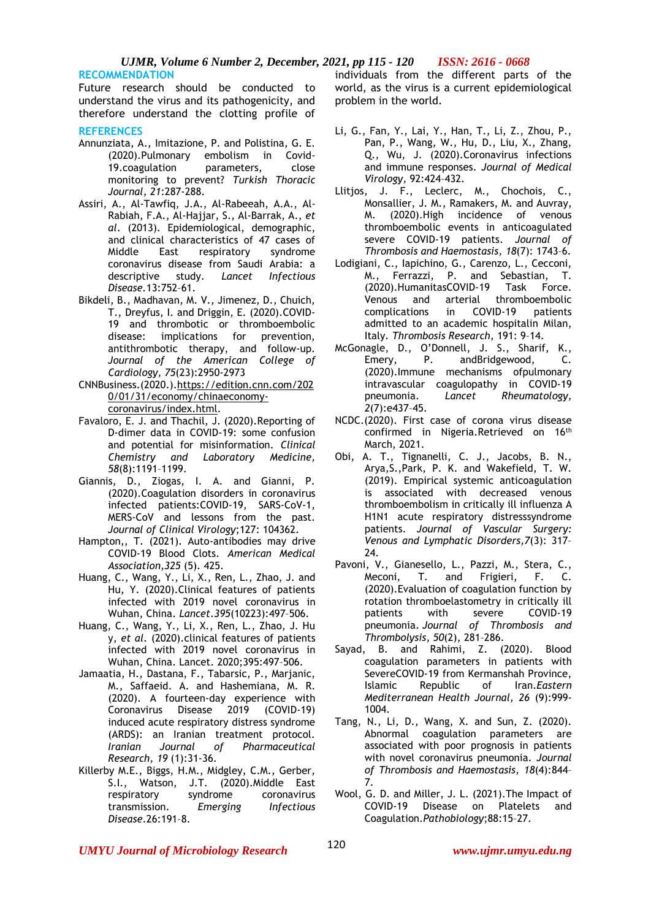## RECOMMENDATION

Future research should be conducted to understand the virus and its pathogenicity, and therefore understand the clotting profile of individuals from the different parts of the world, as the virus is a current epidemiological problem in the world.

## REFERENCES

Annunziata, A., Imitazione, P. and Polistina, G. E. (2020).Pulmonary embolism in Covid-19.coagulation parameters, close monitoring to prevent? *Turkish Thoracic Journal, 21*:287-288.

Assiri, A., Al-Tawfiq, J.A., Al-Rabeeah, A.A., Al-Rabiah, F.A., Al-Hajjar, S., Al-Barrak, A., *et al*. (2013). Epidemiological, demographic, and clinical characteristics of 47 cases of Middle East respiratory syndrome coronavirus disease from Saudi Arabia: a descriptive study. *Lancet Infectious Disease*.13:752–61.

Bikdeli, B., Madhavan, M. V., Jimenez, D., Chuich, T., Dreyfus, I. and Driggin, E. (2020).COVID-19 and thrombotic or thromboembolic disease: implications for prevention, antithrombotic therapy, and follow-up. *Journal of the American College of Cardiology, 75*(23):2950-2973

CNNBusiness.(2020.).https://edition.cnn.com/2020/01/31/economy/chinaeconomy-coronavirus/index.html.

Favaloro, E. J. and Thachil, J. (2020).Reporting of D-dimer data in COVID-19: some confusion and potential for misinformation. *Clinical Chemistry and Laboratory Medicine, 58*(8):1191–1199.

Giannis, D., Ziogas, I. A. and Gianni, P. (2020).Coagulation disorders in coronavirus infected patients:COVID-19, SARS-CoV-1, MERS-CoV and lessons from the past. *Journal of Clinical Virology*;127: 104362.

Hampton,, T. (2021). Auto-antibodies may drive COVID-19 Blood Clots. *American Medical Association,325* (5). 425.

Huang, C., Wang, Y., Li, X., Ren, L., Zhao, J. and Hu, Y. (2020).Clinical features of patients infected with 2019 novel coronavirus in Wuhan, China. *Lancet.395*(10223):497–506.

Huang, C., Wang, Y., Li, X., Ren, L., Zhao, J. Hu y, *et al*. (2020).clinical features of patients infected with 2019 novel coronavirus in Wuhan, China. Lancet. 2020;395:497–506.

Jamaatia, H., Dastana, F., Tabarsic, P., Marjanic, M., Saffaeid. A. and Hashemiana, M. R. (2020). A fourteen-day experience with Coronavirus Disease 2019 (COVID-19) induced acute respiratory distress syndrome (ARDS): an Iranian treatment protocol. *Iranian Journal of Pharmaceutical Research, 19* (1):31-36.

Killerby M.E., Biggs, H.M., Midgley, C.M., Gerber, S.I., Watson, J.T. (2020).Middle East respiratory syndrome coronavirus transmission. *Emerging Infectious Disease*.26:191–8.

Li, G., Fan, Y., Lai, Y., Han, T., Li, Z., Zhou, P., Pan, P., Wang, W., Hu, D., Liu, X., Zhang, Q., Wu, J. (2020).Coronavirus infections and immune responses. *Journal of Medical Virology*, 92:424–432.

Llitjos, J. F., Leclerc, M., Chochois, C., Monsallier, J. M., Ramakers, M. and Auvray, M. (2020).High incidence of venous thromboembolic events in anticoagulated severe COVID-19 patients. *Journal of Thrombosis and Haemostasis, 18*(7): 1743–6.

Lodigiani, C., Iapichino, G., Carenzo, L., Cecconi, M., Ferrazzi, P. and Sebastian, T. (2020).HumanitasCOVID-19 Task Force. Venous and arterial thromboembolic complications in COVID-19 patients admitted to an academic hospitalin Milan, Italy. *Thrombosis Research*, 191: 9–14.

McGonagle, D., O'Donnell, J. S., Sharif, K., Emery, P. andBridgewood, C. (2020).Immune mechanisms ofpulmonary intravascular coagulopathy in COVID-19 pneumonia. *Lancet Rheumatology,* 2(7):e437–45.

NCDC.(2020). First case of corona virus disease confirmed in Nigeria.Retrieved on 16th March, 2021.

Obi, A. T., Tignanelli, C. J., Jacobs, B. N., Arya,S.,Park, P. K. and Wakefield, T. W. (2019). Empirical systemic anticoagulation is associated with decreased venous thromboembolism in critically ill influenza A H1N1 acute respiratory distresssyndrome patients. *Journal of Vascular Surgery: Venous and Lymphatic Disorders,7*(3): 317–24.

Pavoni, V., Gianesello, L., Pazzi, M., Stera, C., Meconi, T. and Frigieri, F. C. (2020).Evaluation of coagulation function by rotation thromboelastometry in critically ill patients with severe COVID-19 pneumonia. *Journal of Thrombosis and Thrombolysis*, *50*(2), 281–286.

Sayad, B. and Rahimi, Z. (2020). Blood coagulation parameters in patients with SevereCOVID-19 from Kermanshah Province, Islamic Republic of Iran.*Eastern Mediterranean Health Journal, 26* (9):999-1004.

Tang, N., Li, D., Wang, X. and Sun, Z. (2020). Abnormal coagulation parameters are associated with poor prognosis in patients with novel coronavirus pneumonia. *Journal of Thrombosis and Haemostasis, 18*(4):844–7.

Wool, G. D. and Miller, J. L. (2021).The Impact of COVID-19 Disease on Platelets and Coagulation.*Pathobiology*;88:15–27.